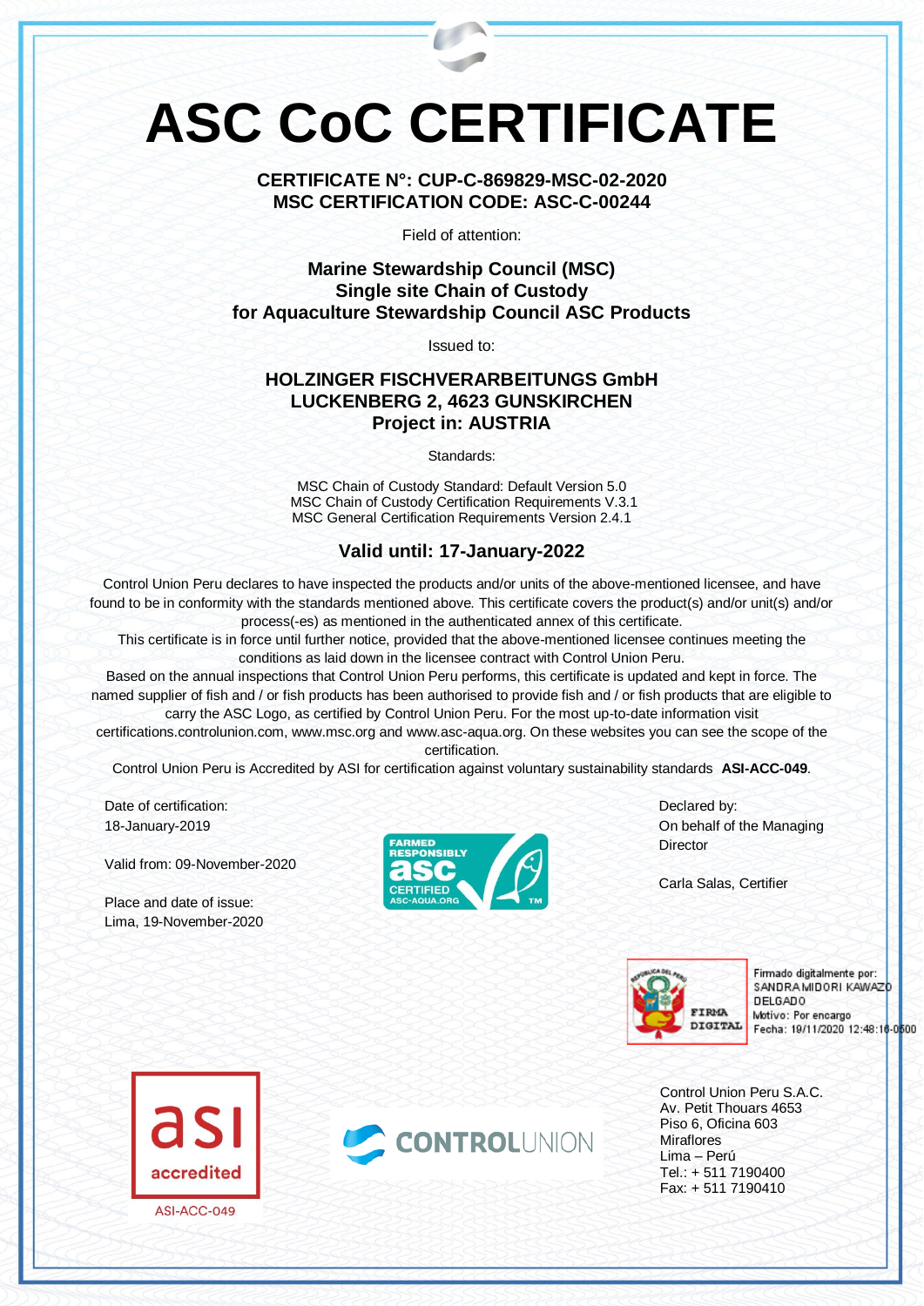# ASC CoC CERTIFICATE

**CERTIFICATE N°: CUP-C-869829-MSC-02-2020**
**MSC CERTIFICATION CODE: ASC-C-00244**

Field of attention:

**Marine Stewardship Council (MSC)**
**Single site Chain of Custody**
**for Aquaculture Stewardship Council ASC Products**

Issued to:

**HOLZINGER FISCHVERARBEITUNGS GmbH**
**LUCKENBERG 2, 4623 GUNSKIRCHEN**
**Project in: AUSTRIA**

Standards:

MSC Chain of Custody Standard: Default Version 5.0
MSC Chain of Custody Certification Requirements V.3.1
MSC General Certification Requirements Version 2.4.1

**Valid until: 17-January-2022**

Control Union Peru declares to have inspected the products and/or units of the above-mentioned licensee, and have found to be in conformity with the standards mentioned above. This certificate covers the product(s) and/or unit(s) and/or process(-es) as mentioned in the authenticated annex of this certificate.
This certificate is in force until further notice, provided that the above-mentioned licensee continues meeting the conditions as laid down in the licensee contract with Control Union Peru.
Based on the annual inspections that Control Union Peru performs, this certificate is updated and kept in force. The named supplier of fish and / or fish products has been authorised to provide fish and / or fish products that are eligible to carry the ASC Logo, as certified by Control Union Peru. For the most up-to-date information visit certifications.controlunion.com, www.msc.org and www.asc-aqua.org. On these websites you can see the scope of the certification.
Control Union Peru is Accredited by ASI for certification against voluntary sustainability standards **ASI-ACC-049**.

Date of certification:
18-January-2019

Valid from: 09-November-2020

Place and date of issue:
Lima, 19-November-2020

FARMED RESPONSIBLY asc CERTIFIED ASC-AQUA.ORG TM

Declared by:
On behalf of the Managing Director

Carla Salas, Certifier

FIRMA DIGITAL
Firmado digitalmente por: SANDRA MIDORI KAWAZO DELGADO
Motivo: Por encargo
Fecha: 19/11/2020 12:48:16-0500

asi accredited
ASI-ACC-049

CONTROLUNION

Control Union Peru S.A.C.
Av. Petit Thouars 4653
Piso 6, Oficina 603
Miraflores
Lima – Perú
Tel.: + 511 7190400
Fax: + 511 7190410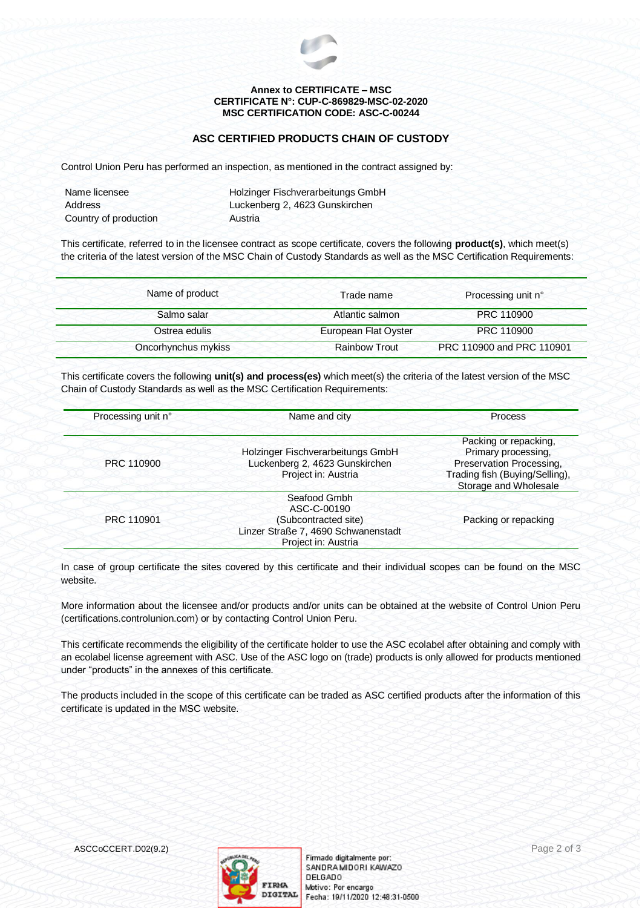**Annex to CERTIFICATE – MSC**
**CERTIFICATE N°: CUP-C-869829-MSC-02-2020**
**MSC CERTIFICATION CODE: ASC-C-00244**

## ASC CERTIFIED PRODUCTS CHAIN OF CUSTODY

Control Union Peru has performed an inspection, as mentioned in the contract assigned by:

| | |
|---|---|
| Name licensee | Holzinger Fischverarbeitungs GmbH |
| Address | Luckenberg 2, 4623 Gunskirchen |
| Country of production | Austria |

This certificate, referred to in the licensee contract as scope certificate, covers the following **product(s)**, which meet(s) the criteria of the latest version of the MSC Chain of Custody Standards as well as the MSC Certification Requirements:

| Name of product | Trade name | Processing unit n° |
|---|---|---|
| Salmo salar | Atlantic salmon | PRC 110900 |
| Ostrea edulis | European Flat Oyster | PRC 110900 |
| Oncorhynchus mykiss | Rainbow Trout | PRC 110900 and PRC 110901 |

This certificate covers the following **unit(s) and process(es)** which meet(s) the criteria of the latest version of the MSC Chain of Custody Standards as well as the MSC Certification Requirements:

| Processing unit n° | Name and city | Process |
|---|---|---|
| PRC 110900 | Holzinger Fischverarbeitungs GmbH<br>Luckenberg 2, 4623 Gunskirchen<br>Project in: Austria | Packing or repacking,<br>Primary processing,<br>Preservation Processing,<br>Trading fish (Buying/Selling),<br>Storage and Wholesale |
| PRC 110901 | Seafood Gmbh<br>ASC-C-00190<br>(Subcontracted site)<br>Linzer Straße 7, 4690 Schwanenstadt<br>Project in: Austria | Packing or repacking |

In case of group certificate the sites covered by this certificate and their individual scopes can be found on the MSC website.

More information about the licensee and/or products and/or units can be obtained at the website of Control Union Peru (certifications.controlunion.com) or by contacting Control Union Peru.

This certificate recommends the eligibility of the certificate holder to use the ASC ecolabel after obtaining and comply with an ecolabel license agreement with ASC. Use of the ASC logo on (trade) products is only allowed for products mentioned under "products" in the annexes of this certificate.

The products included in the scope of this certificate can be traded as ASC certified products after the information of this certificate is updated in the MSC website.

ASCCoCCERT.D02(9.2)

FIRMA DIGITAL

Firmado digitalmente por:
SANDRA MIDORI KAWAZO DELGADO
Motivo: Por encargo
Fecha: 19/11/2020 12:48:31-0500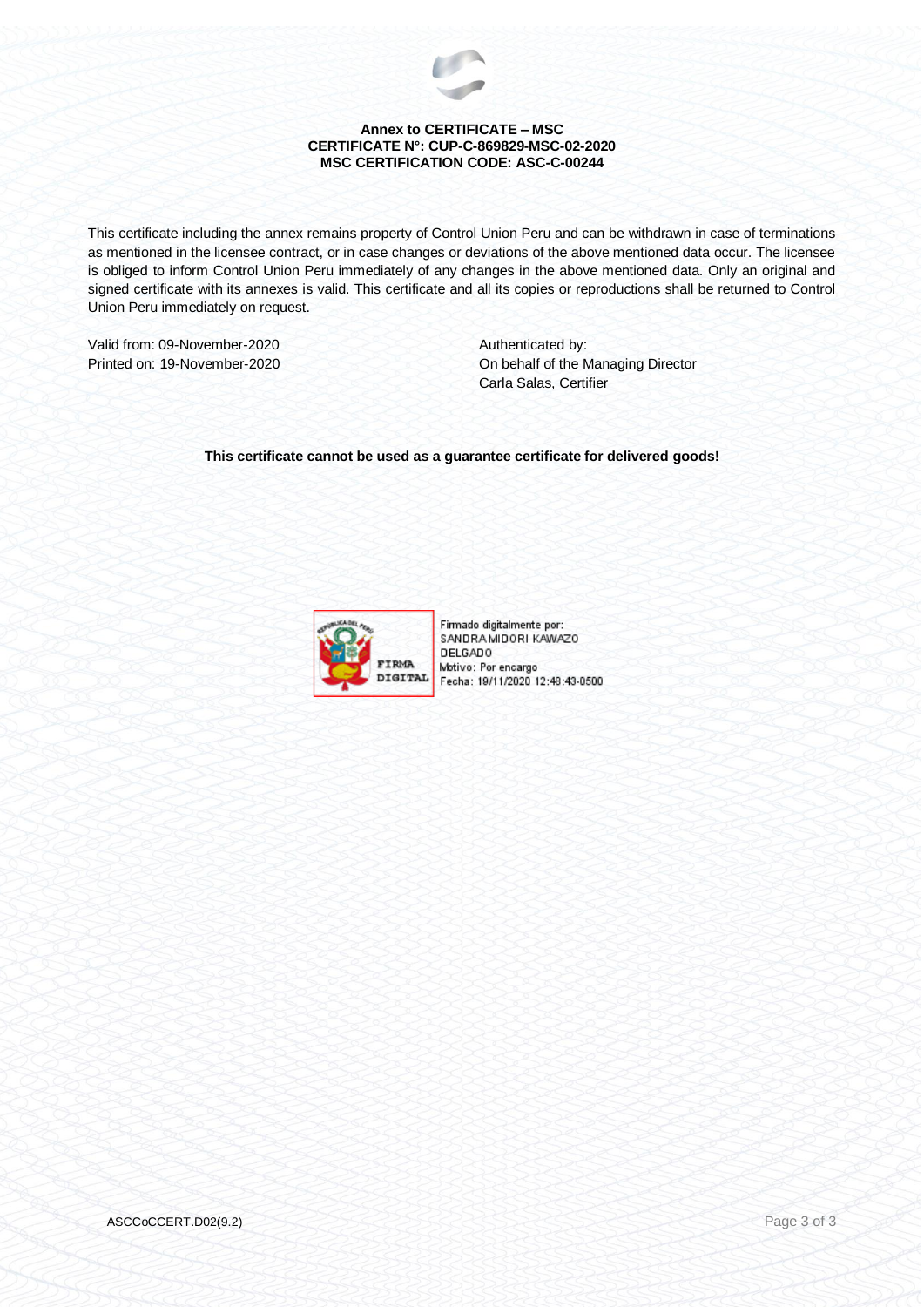**Annex to CERTIFICATE – MSC**
**CERTIFICATE N°: CUP-C-869829-MSC-02-2020**
**MSC CERTIFICATION CODE: ASC-C-00244**

This certificate including the annex remains property of Control Union Peru and can be withdrawn in case of terminations as mentioned in the licensee contract, or in case changes or deviations of the above mentioned data occur. The licensee is obliged to inform Control Union Peru immediately of any changes in the above mentioned data. Only an original and signed certificate with its annexes is valid. This certificate and all its copies or reproductions shall be returned to Control Union Peru immediately on request.

Valid from: 09-November-2020
Printed on: 19-November-2020

Authenticated by:
On behalf of the Managing Director
Carla Salas, Certifier

**This certificate cannot be used as a guarantee certificate for delivered goods!**

REPUBLICA DEL PERU
FIRMA DIGITAL

Firmado digitalmente por:
SANDRA MIDORI KAWAZO DELGADO
Motivo: Por encargo
Fecha: 19/11/2020 12:48:43-0500

ASCCoCCERT.D02(9.2)